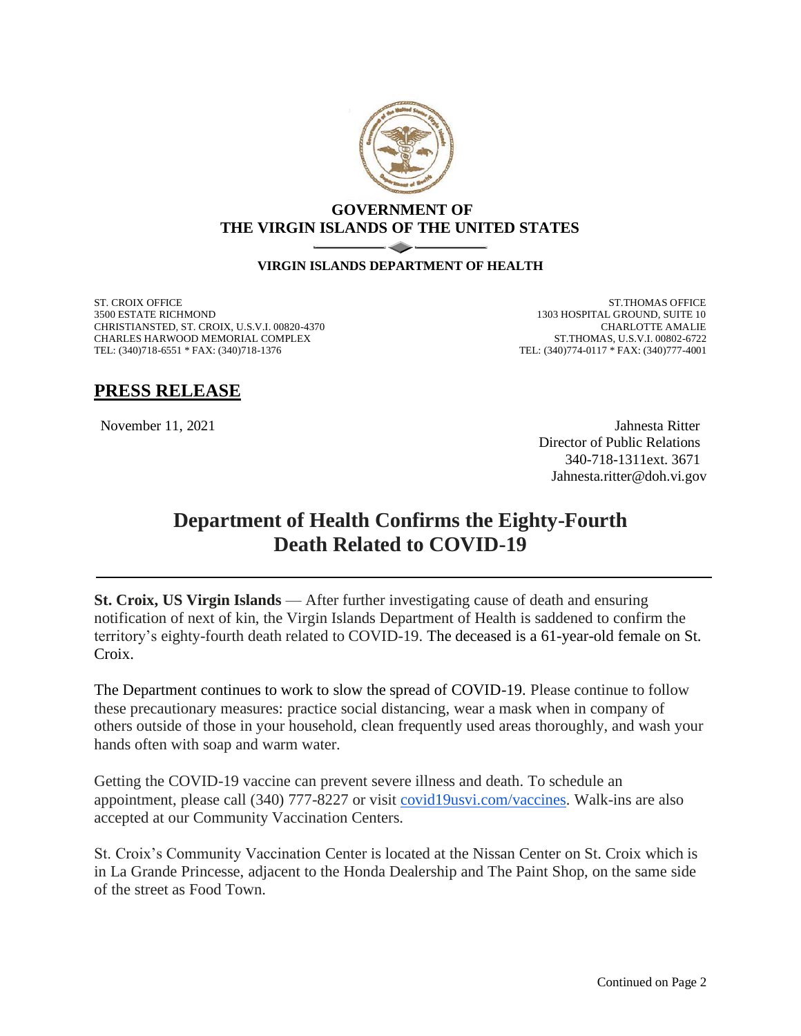**GOVERNMENT OF**
**THE VIRGIN ISLANDS OF THE UNITED STATES**

**VIRGIN ISLANDS DEPARTMENT OF HEALTH**

ST. CROIX OFFICE
3500 ESTATE RICHMOND
CHRISTIANSTED, ST. CROIX, U.S.V.I. 00820-4370
CHARLES HARWOOD MEMORIAL COMPLEX
TEL: (340)718-6551 * FAX: (340)718-1376

ST.THOMAS OFFICE
1303 HOSPITAL GROUND, SUITE 10
CHARLOTTE AMALIE
ST.THOMAS, U.S.V.I. 00802-6722
TEL: (340)774-0117 * FAX: (340)777-4001

## PRESS RELEASE

November 11, 2021

Jahnesta Ritter
Director of Public Relations
340-718-1311ext. 3671
Jahnesta.ritter@doh.vi.gov

# Department of Health Confirms the Eighty-Fourth Death Related to COVID-19

**St. Croix, US Virgin Islands** — After further investigating cause of death and ensuring notification of next of kin, the Virgin Islands Department of Health is saddened to confirm the territory's eighty-fourth death related to COVID-19. The deceased is a 61-year-old female on St. Croix.

The Department continues to work to slow the spread of COVID-19. Please continue to follow these precautionary measures: practice social distancing, wear a mask when in company of others outside of those in your household, clean frequently used areas thoroughly, and wash your hands often with soap and warm water.

Getting the COVID-19 vaccine can prevent severe illness and death. To schedule an appointment, please call (340) 777-8227 or visit covid19usvi.com/vaccines. Walk-ins are also accepted at our Community Vaccination Centers.

St. Croix's Community Vaccination Center is located at the Nissan Center on St. Croix which is in La Grande Princesse, adjacent to the Honda Dealership and The Paint Shop, on the same side of the street as Food Town.

Continued on Page 2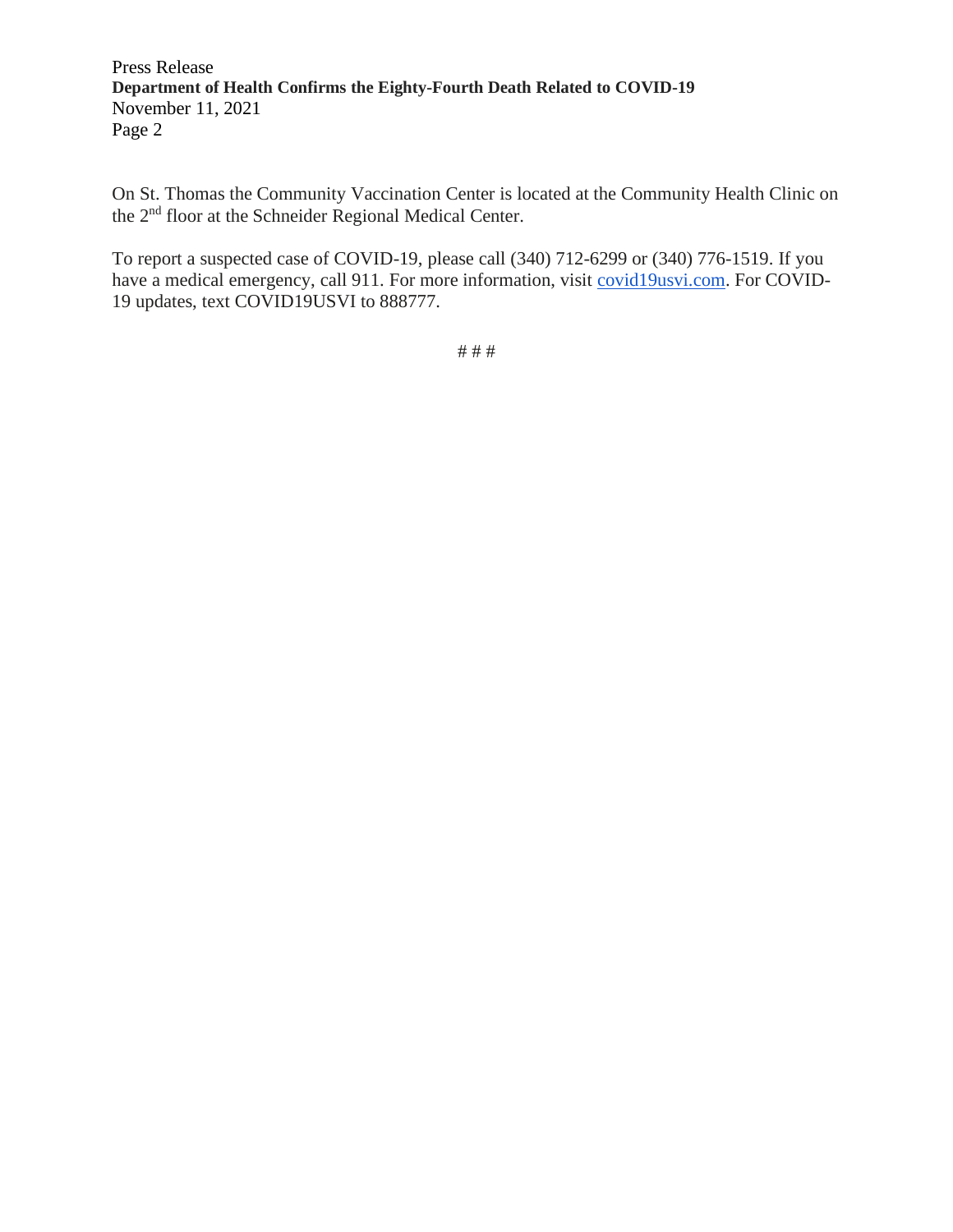On St. Thomas the Community Vaccination Center is located at the Community Health Clinic on the 2nd floor at the Schneider Regional Medical Center.

To report a suspected case of COVID-19, please call (340) 712-6299 or (340) 776-1519. If you have a medical emergency, call 911. For more information, visit covid19usvi.com. For COVID-19 updates, text COVID19USVI to 888777.

# # #